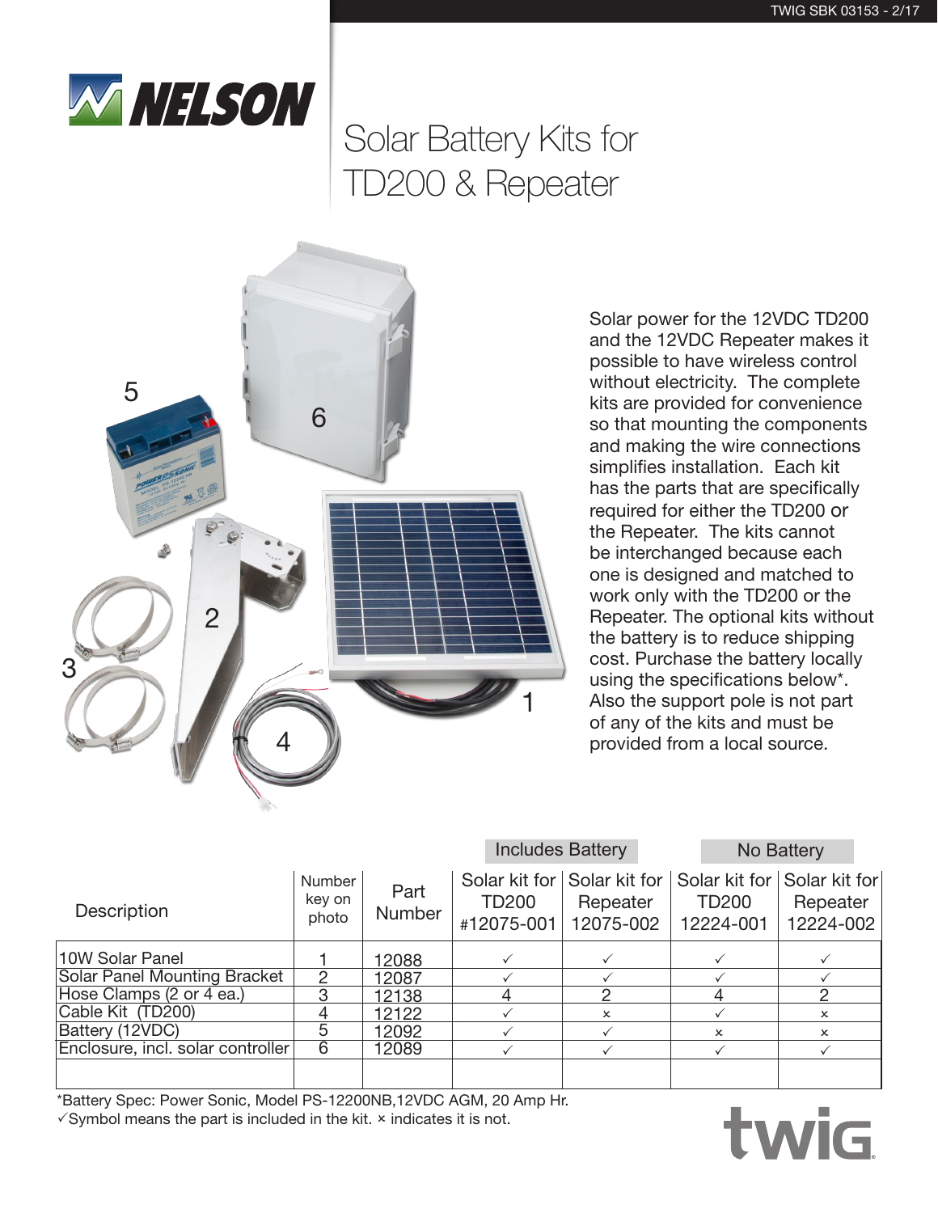# NELSON

# Solar Battery Kits for TD200 & Repeater

Solar power for the 12VDC TD200 and the 12VDC Repeater makes it possible to have wireless control without electricity. The complete kits are provided for convenience so that mounting the components and making the wire connections simplifies installation. Each kit has the parts that are specifically required for either the TD200 or the Repeater. The kits cannot be interchanged because each one is designed and matched to work only with the TD200 or the Repeater. The optional kits without the battery is to reduce shipping cost. Purchase the battery locally using the specifications below*. Also the support pole is not part of any of the kits and must be provided from a local source.

| Description | Number key on photo | Part Number | Includes Battery | | No Battery | |
|---|---|---|---|---|---|---|
| | | | Solar kit for TD200 #12075-001 | Solar kit for Repeater 12075-002 | Solar kit for TD200 12224-001 | Solar kit for Repeater 12224-002 |
| 10W Solar Panel | 1 | 12088 | ✓ | ✓ | ✓ | ✓ |
| Solar Panel Mounting Bracket | 2 | 12087 | ✓ | ✓ | ✓ | ✓ |
| Hose Clamps (2 or 4 ea.) | 3 | 12138 | 4 | 2 | 4 | 2 |
| Cable Kit (TD200) | 4 | 12122 | ✓ | × | ✓ | × |
| Battery (12VDC) | 5 | 12092 | ✓ | ✓ | × | × |
| Enclosure, incl. solar controller | 6 | 12089 | ✓ | ✓ | ✓ | ✓ |
| | | | | | | |

*Battery Spec: Power Sonic, Model PS-12200NB,12VDC AGM, 20 Amp Hr.
✓Symbol means the part is included in the kit. × indicates it is not.

twig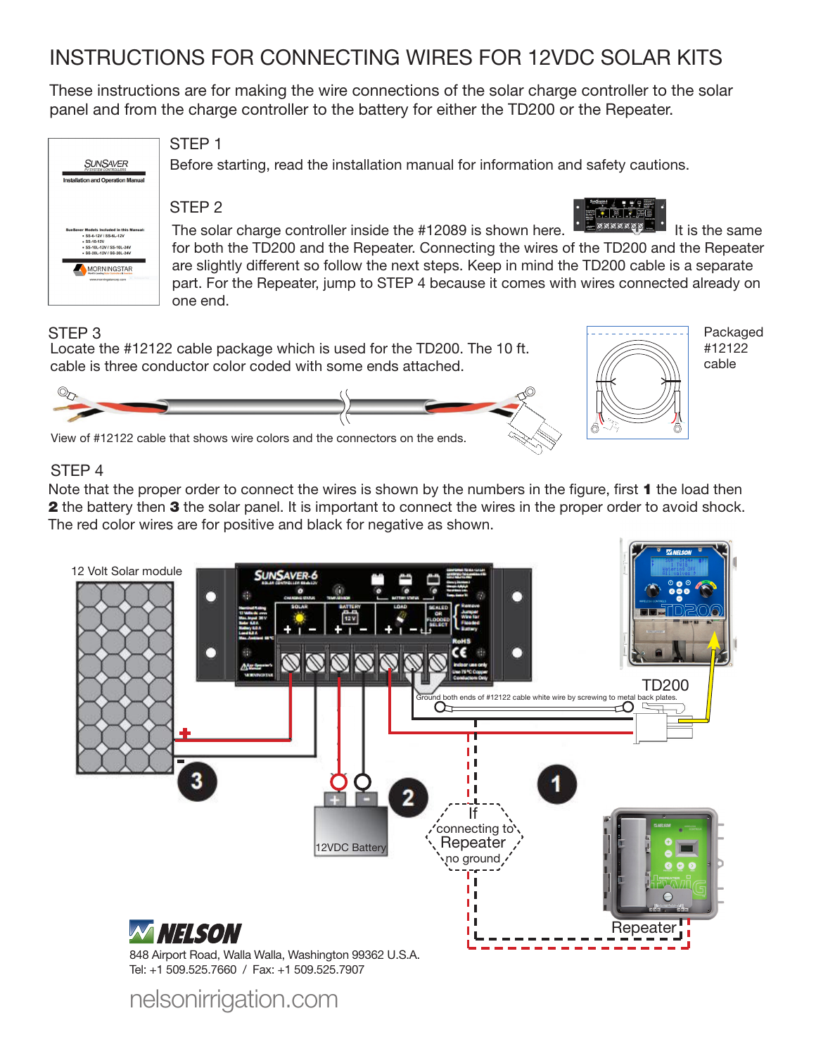# INSTRUCTIONS FOR CONNECTING WIRES FOR 12VDC SOLAR KITS

These instructions are for making the wire connections of the solar charge controller to the solar panel and from the charge controller to the battery for either the TD200 or the Repeater.

## STEP 1

Before starting, read the installation manual for information and safety cautions.

## STEP 2

The solar charge controller inside the #12089 is shown here. It is the same for both the TD200 and the Repeater. Connecting the wires of the TD200 and the Repeater are slightly different so follow the next steps. Keep in mind the TD200 cable is a separate part. For the Repeater, jump to STEP 4 because it comes with wires connected already on one end.

## STEP 3

Locate the #12122 cable package which is used for the TD200. The 10 ft. cable is three conductor color coded with some ends attached.

Packaged #12122 cable

View of #12122 cable that shows wire colors and the connectors on the ends.

## STEP 4

Note that the proper order to connect the wires is shown by the numbers in the figure, first **1** the load then **2** the battery then **3** the solar panel. It is important to connect the wires in the proper order to avoid shock. The red color wires are for positive and black for negative as shown.

12 Volt Solar module

TD200

Ground both ends of #12122 cable white wire by screwing to metal back plates.

12VDC Battery

If connecting to Repeater no ground

Repeater

**NELSON**

848 Airport Road, Walla Walla, Washington 99362 U.S.A.
Tel: +1 509.525.7660 / Fax: +1 509.525.7907

nelsonirrigation.com